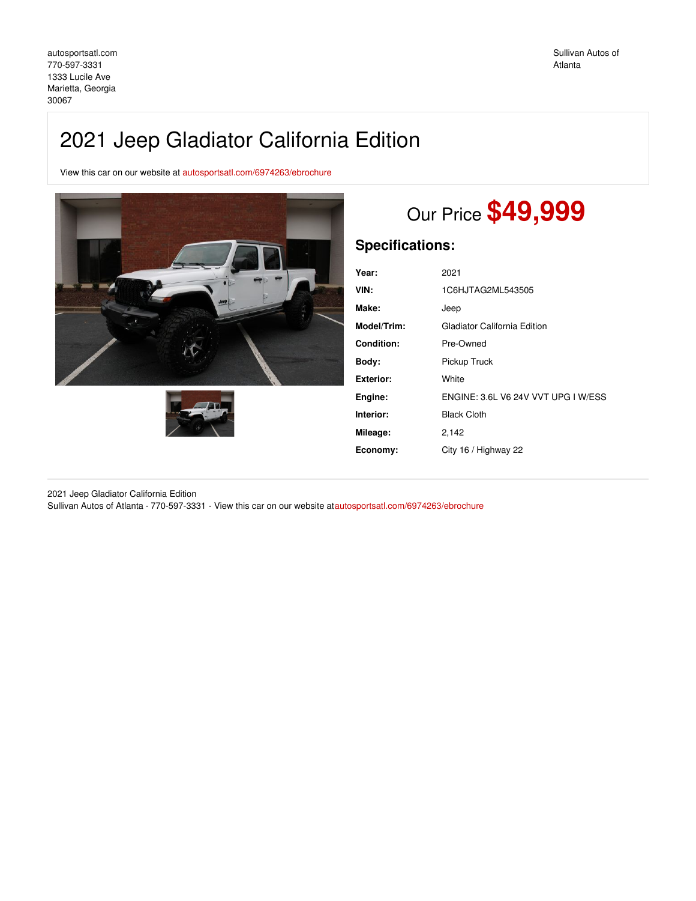autosportsatl.com
770-597-3331
1333 Lucile Ave
Marietta, Georgia
30067

Sullivan Autos of Atlanta

# 2021 Jeep Gladiator California Edition

View this car on our website at autosportsatl.com/6974263/ebrochure

Our Price **$49,999**

## Specifications:

| | |
|---|---|
| **Year:** | 2021 |
| **VIN:** | 1C6HJTAG2ML543505 |
| **Make:** | Jeep |
| **Model/Trim:** | Gladiator California Edition |
| **Condition:** | Pre-Owned |
| **Body:** | Pickup Truck |
| **Exterior:** | White |
| **Engine:** | ENGINE: 3.6L V6 24V VVT UPG I W/ESS |
| **Interior:** | Black Cloth |
| **Mileage:** | 2,142 |
| **Economy:** | City 16 / Highway 22 |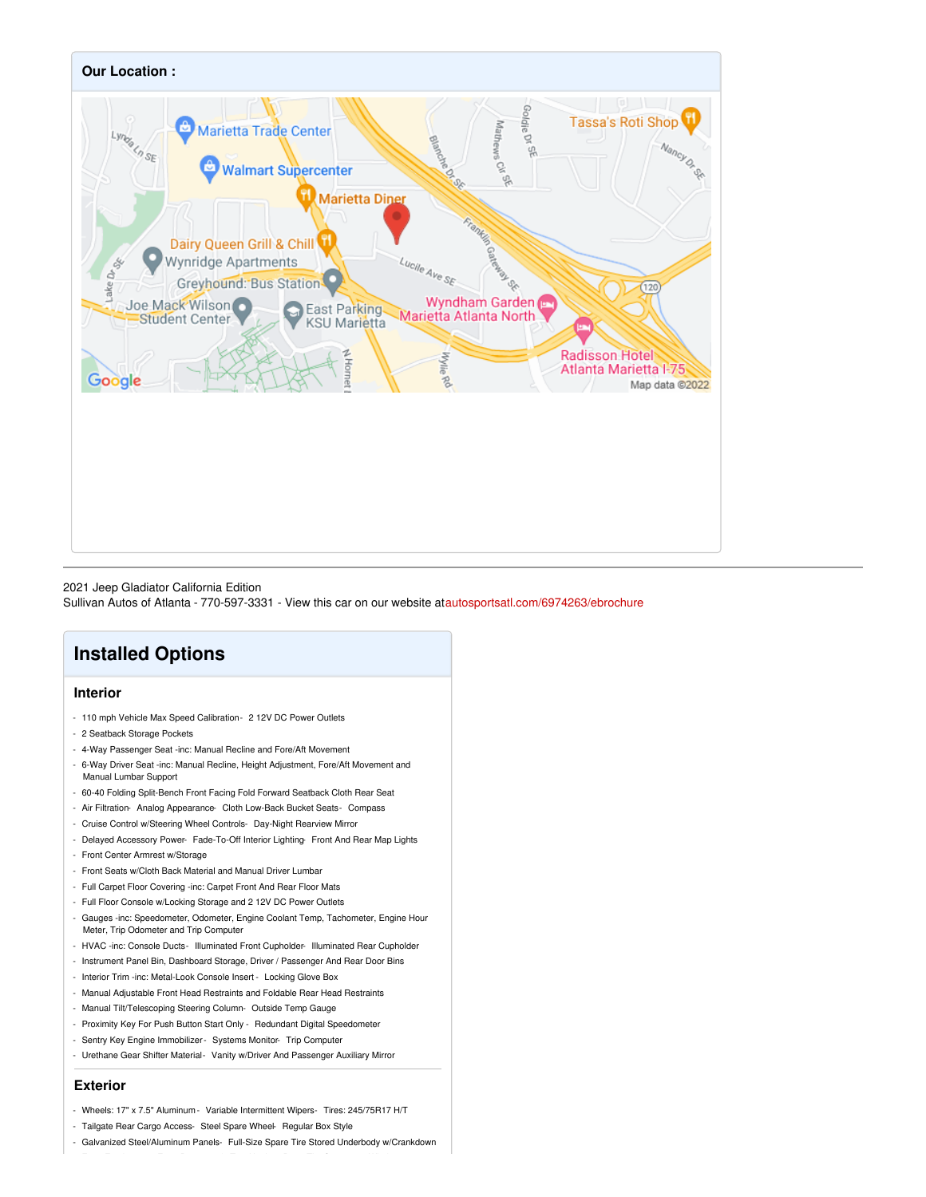## Our Location :

2021 Jeep Gladiator California Edition
Sullivan Autos of Atlanta - 770-597-3331 - View this car on our website atautosportsatl.com/6974263/ebrochure

# Installed Options

## Interior

- 110 mph Vehicle Max Speed Calibration- 2 12V DC Power Outlets
- 2 Seatback Storage Pockets
- 4-Way Passenger Seat -inc: Manual Recline and Fore/Aft Movement
- 6-Way Driver Seat -inc: Manual Recline, Height Adjustment, Fore/Aft Movement and Manual Lumbar Support
- 60-40 Folding Split-Bench Front Facing Fold Forward Seatback Cloth Rear Seat
- Air Filtration- Analog Appearance- Cloth Low-Back Bucket Seats- Compass
- Cruise Control w/Steering Wheel Controls- Day-Night Rearview Mirror
- Delayed Accessory Power- Fade-To-Off Interior Lighting- Front And Rear Map Lights
- Front Center Armrest w/Storage
- Front Seats w/Cloth Back Material and Manual Driver Lumbar
- Full Carpet Floor Covering -inc: Carpet Front And Rear Floor Mats
- Full Floor Console w/Locking Storage and 2 12V DC Power Outlets
- Gauges -inc: Speedometer, Odometer, Engine Coolant Temp, Tachometer, Engine Hour Meter, Trip Odometer and Trip Computer
- HVAC -inc: Console Ducts- Illuminated Front Cupholder- Illuminated Rear Cupholder
- Instrument Panel Bin, Dashboard Storage, Driver / Passenger And Rear Door Bins
- Interior Trim -inc: Metal-Look Console Insert - Locking Glove Box
- Manual Adjustable Front Head Restraints and Foldable Rear Head Restraints
- Manual Tilt/Telescoping Steering Column- Outside Temp Gauge
- Proximity Key For Push Button Start Only - Redundant Digital Speedometer
- Sentry Key Engine Immobilizer- Systems Monitor- Trip Computer
- Urethane Gear Shifter Material- Vanity w/Driver And Passenger Auxiliary Mirror

## Exterior

- Wheels: 17" x 7.5" Aluminum - Variable Intermittent Wipers- Tires: 245/75R17 H/T
- Tailgate Rear Cargo Access- Steel Spare Wheel- Regular Box Style
- Galvanized Steel/Aluminum Panels- Full-Size Spare Tire Stored Underbody w/Crankdown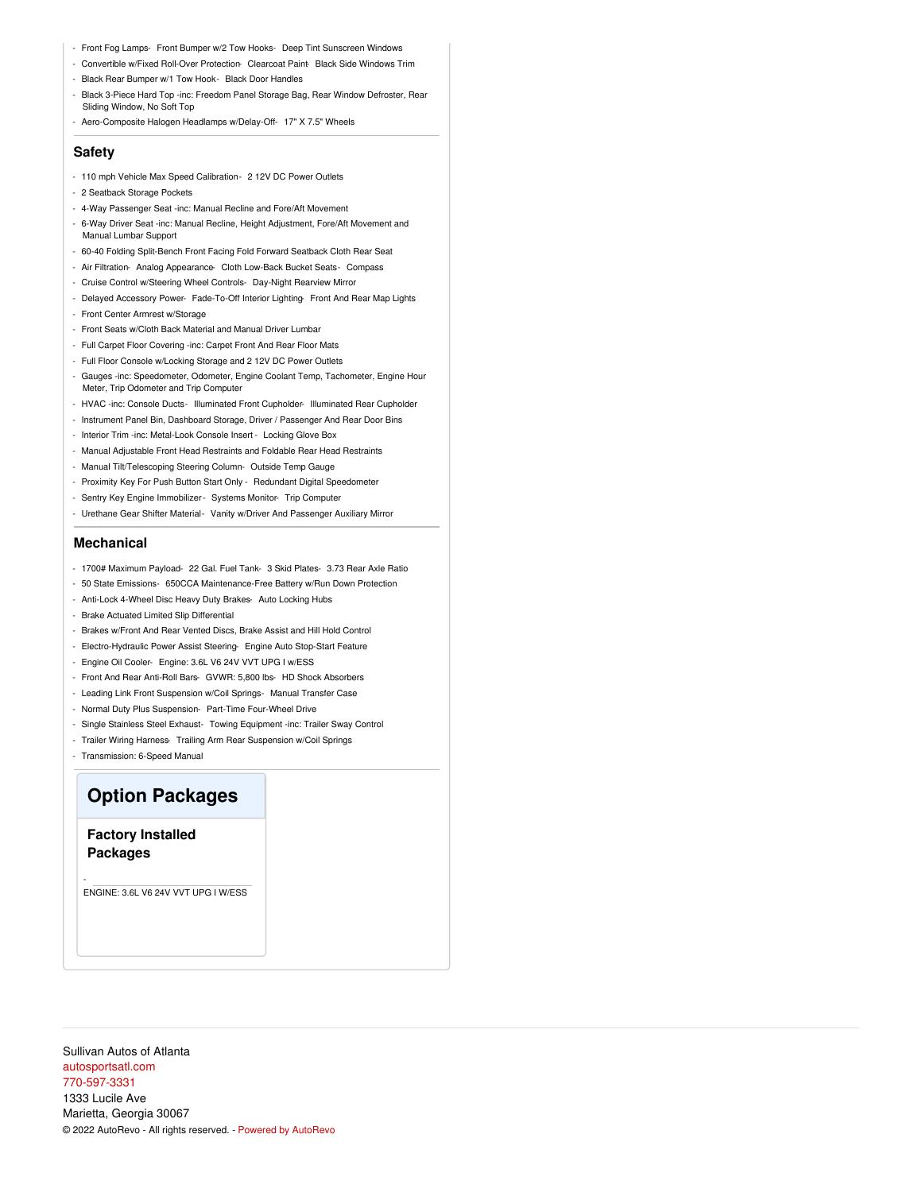- Front Fog Lamps- Front Bumper w/2 Tow Hooks- Deep Tint Sunscreen Windows
- Convertible w/Fixed Roll-Over Protection- Clearcoat Paint- Black Side Windows Trim
- Black Rear Bumper w/1 Tow Hook- Black Door Handles
- Black 3-Piece Hard Top -inc: Freedom Panel Storage Bag, Rear Window Defroster, Rear Sliding Window, No Soft Top
- Aero-Composite Halogen Headlamps w/Delay-Off- 17" X 7.5" Wheels

## Safety

- 110 mph Vehicle Max Speed Calibration- 2 12V DC Power Outlets
- 2 Seatback Storage Pockets
- 4-Way Passenger Seat -inc: Manual Recline and Fore/Aft Movement
- 6-Way Driver Seat -inc: Manual Recline, Height Adjustment, Fore/Aft Movement and Manual Lumbar Support
- 60-40 Folding Split-Bench Front Facing Fold Forward Seatback Cloth Rear Seat
- Air Filtration- Analog Appearance- Cloth Low-Back Bucket Seats- Compass
- Cruise Control w/Steering Wheel Controls- Day-Night Rearview Mirror
- Delayed Accessory Power- Fade-To-Off Interior Lighting- Front And Rear Map Lights
- Front Center Armrest w/Storage
- Front Seats w/Cloth Back Material and Manual Driver Lumbar
- Full Carpet Floor Covering -inc: Carpet Front And Rear Floor Mats
- Full Floor Console w/Locking Storage and 2 12V DC Power Outlets
- Gauges -inc: Speedometer, Odometer, Engine Coolant Temp, Tachometer, Engine Hour Meter, Trip Odometer and Trip Computer
- HVAC -inc: Console Ducts- Illuminated Front Cupholder- Illuminated Rear Cupholder
- Instrument Panel Bin, Dashboard Storage, Driver / Passenger And Rear Door Bins
- Interior Trim -inc: Metal-Look Console Insert- Locking Glove Box
- Manual Adjustable Front Head Restraints and Foldable Rear Head Restraints
- Manual Tilt/Telescoping Steering Column- Outside Temp Gauge
- Proximity Key For Push Button Start Only- Redundant Digital Speedometer
- Sentry Key Engine Immobilizer- Systems Monitor- Trip Computer
- Urethane Gear Shifter Material- Vanity w/Driver And Passenger Auxiliary Mirror

## Mechanical

- 1700# Maximum Payload- 22 Gal. Fuel Tank- 3 Skid Plates- 3.73 Rear Axle Ratio
- 50 State Emissions- 650CCA Maintenance-Free Battery w/Run Down Protection
- Anti-Lock 4-Wheel Disc Heavy Duty Brakes- Auto Locking Hubs
- Brake Actuated Limited Slip Differential
- Brakes w/Front And Rear Vented Discs, Brake Assist and Hill Hold Control
- Electro-Hydraulic Power Assist Steering- Engine Auto Stop-Start Feature
- Engine Oil Cooler- Engine: 3.6L V6 24V VVT UPG I w/ESS
- Front And Rear Anti-Roll Bars- GVWR: 5,800 lbs- HD Shock Absorbers
- Leading Link Front Suspension w/Coil Springs- Manual Transfer Case
- Normal Duty Plus Suspension- Part-Time Four-Wheel Drive
- Single Stainless Steel Exhaust- Towing Equipment -inc: Trailer Sway Control
- Trailer Wiring Harness- Trailing Arm Rear Suspension w/Coil Springs
- Transmission: 6-Speed Manual

# Option Packages

### Factory Installed Packages

- ENGINE: 3.6L V6 24V VVT UPG I W/ESS

Sullivan Autos of Atlanta
autosportsatl.com
770-597-3331
1333 Lucile Ave
Marietta, Georgia 30067
© 2022 AutoRevo - All rights reserved. - Powered by AutoRevo